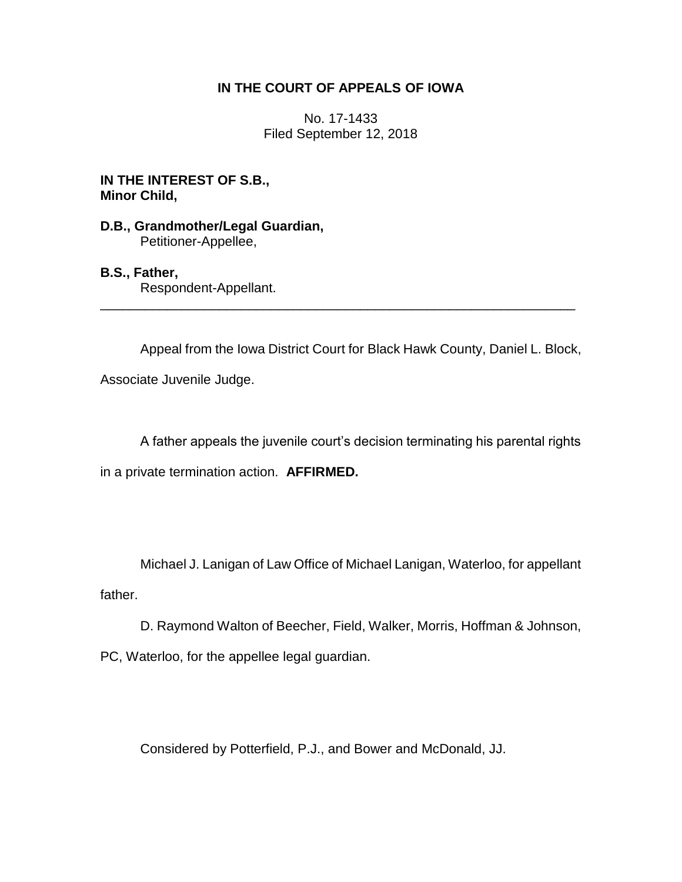**IN THE COURT OF APPEALS OF IOWA**

No. 17-1433
Filed September 12, 2018

**IN THE INTEREST OF S.B.,**
**Minor Child,**

**D.B., Grandmother/Legal Guardian,**
Petitioner-Appellee,

**B.S., Father,**
Respondent-Appellant.

---

Appeal from the Iowa District Court for Black Hawk County, Daniel L. Block, Associate Juvenile Judge.

A father appeals the juvenile court's decision terminating his parental rights in a private termination action. **AFFIRMED.**

Michael J. Lanigan of Law Office of Michael Lanigan, Waterloo, for appellant father.

D. Raymond Walton of Beecher, Field, Walker, Morris, Hoffman & Johnson, PC, Waterloo, for the appellee legal guardian.

Considered by Potterfield, P.J., and Bower and McDonald, JJ.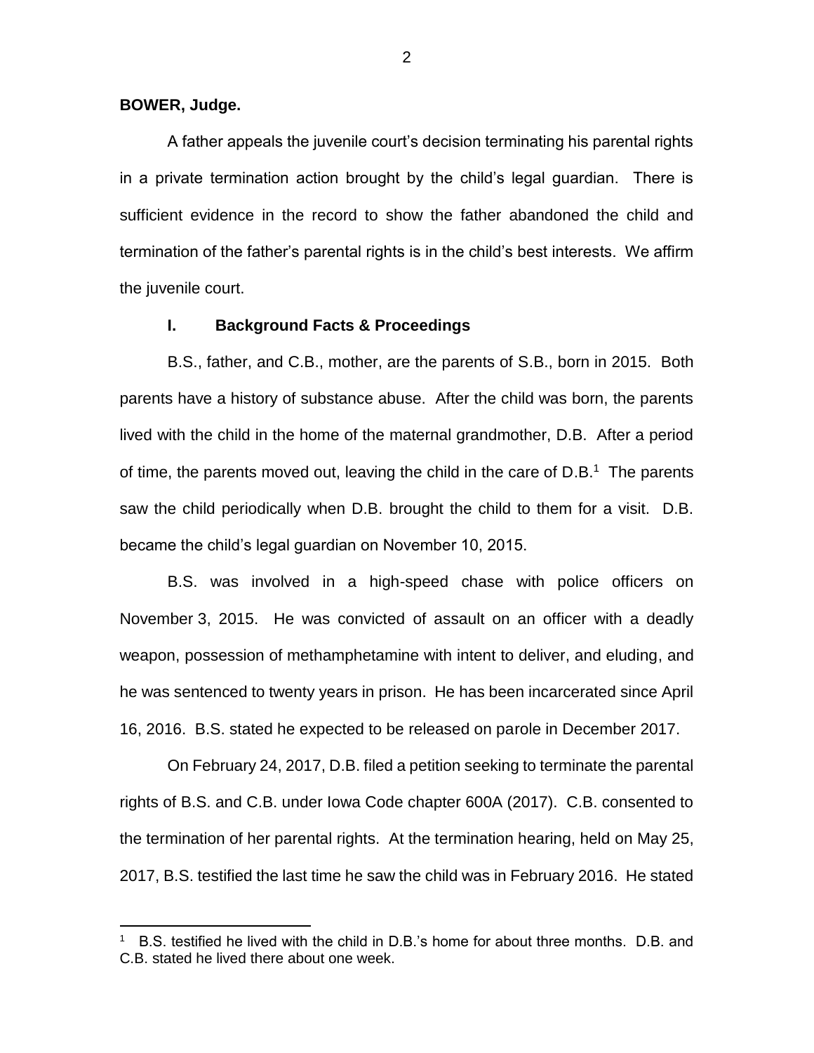**BOWER, Judge.**

A father appeals the juvenile court's decision terminating his parental rights in a private termination action brought by the child's legal guardian. There is sufficient evidence in the record to show the father abandoned the child and termination of the father's parental rights is in the child's best interests. We affirm the juvenile court.

## I. Background Facts & Proceedings

B.S., father, and C.B., mother, are the parents of S.B., born in 2015. Both parents have a history of substance abuse. After the child was born, the parents lived with the child in the home of the maternal grandmother, D.B. After a period of time, the parents moved out, leaving the child in the care of D.B.[1] The parents saw the child periodically when D.B. brought the child to them for a visit. D.B. became the child's legal guardian on November 10, 2015.

B.S. was involved in a high-speed chase with police officers on November 3, 2015. He was convicted of assault on an officer with a deadly weapon, possession of methamphetamine with intent to deliver, and eluding, and he was sentenced to twenty years in prison. He has been incarcerated since April 16, 2016. B.S. stated he expected to be released on parole in December 2017.

On February 24, 2017, D.B. filed a petition seeking to terminate the parental rights of B.S. and C.B. under Iowa Code chapter 600A (2017). C.B. consented to the termination of her parental rights. At the termination hearing, held on May 25, 2017, B.S. testified the last time he saw the child was in February 2016. He stated

[1] B.S. testified he lived with the child in D.B.'s home for about three months. D.B. and C.B. stated he lived there about one week.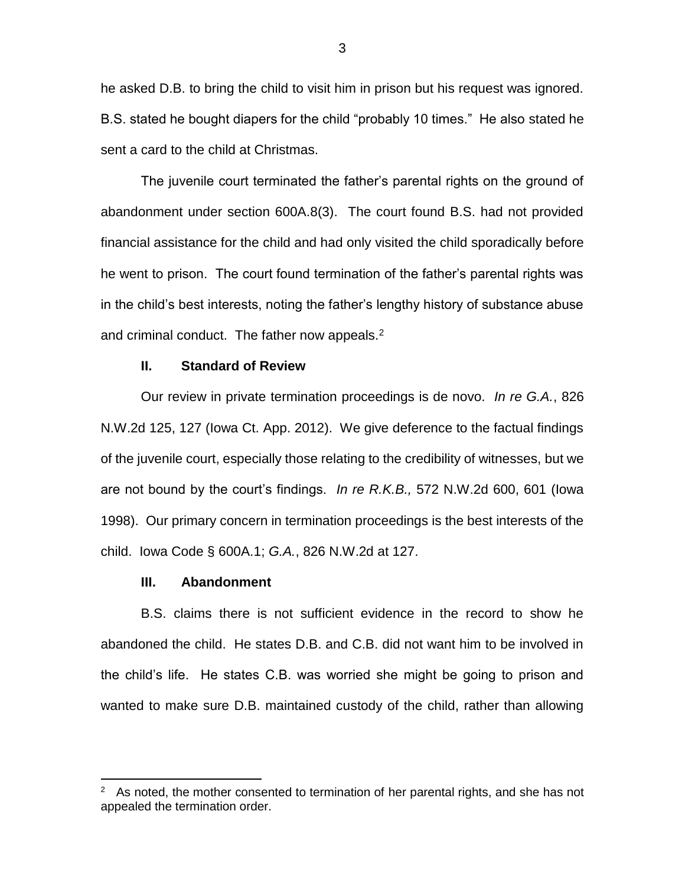he asked D.B. to bring the child to visit him in prison but his request was ignored. B.S. stated he bought diapers for the child "probably 10 times." He also stated he sent a card to the child at Christmas.

The juvenile court terminated the father's parental rights on the ground of abandonment under section 600A.8(3). The court found B.S. had not provided financial assistance for the child and had only visited the child sporadically before he went to prison. The court found termination of the father's parental rights was in the child's best interests, noting the father's lengthy history of substance abuse and criminal conduct. The father now appeals.[2]

## II. Standard of Review

Our review in private termination proceedings is de novo. *In re G.A.*, 826 N.W.2d 125, 127 (Iowa Ct. App. 2012). We give deference to the factual findings of the juvenile court, especially those relating to the credibility of witnesses, but we are not bound by the court's findings. *In re R.K.B.,* 572 N.W.2d 600, 601 (Iowa 1998). Our primary concern in termination proceedings is the best interests of the child. Iowa Code § 600A.1; *G.A.*, 826 N.W.2d at 127.

## III. Abandonment

B.S. claims there is not sufficient evidence in the record to show he abandoned the child. He states D.B. and C.B. did not want him to be involved in the child's life. He states C.B. was worried she might be going to prison and wanted to make sure D.B. maintained custody of the child, rather than allowing

---

[2] As noted, the mother consented to termination of her parental rights, and she has not appealed the termination order.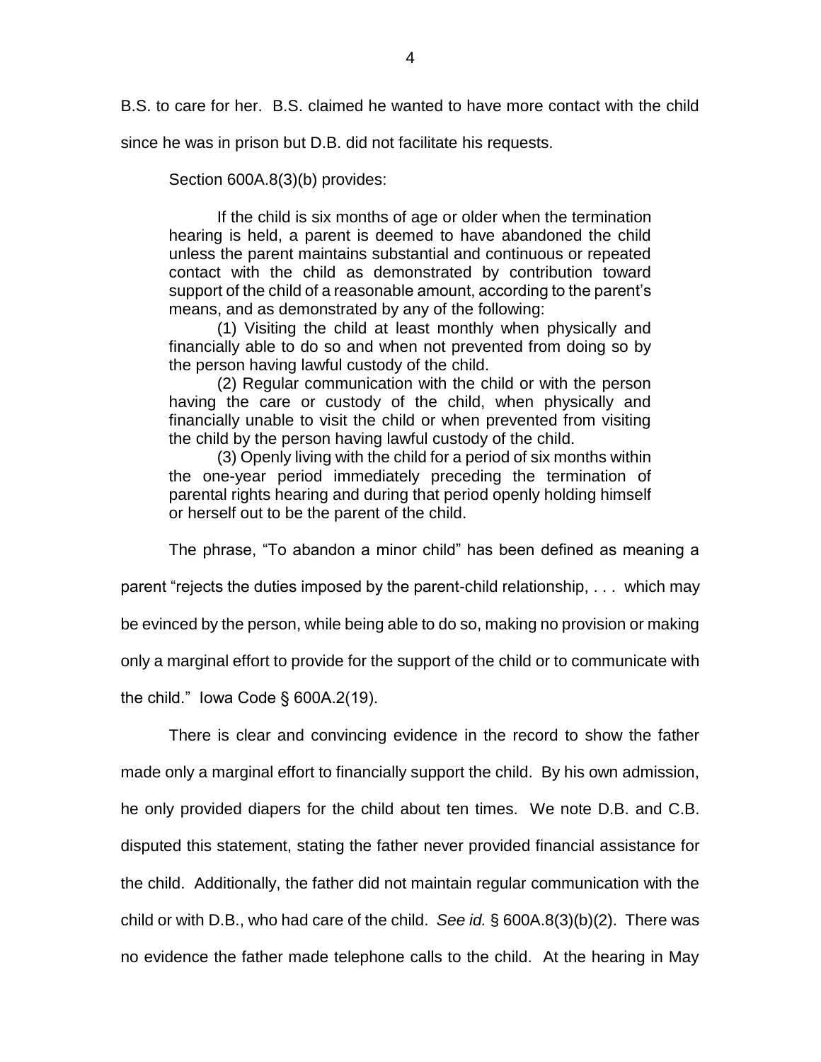B.S. to care for her. B.S. claimed he wanted to have more contact with the child since he was in prison but D.B. did not facilitate his requests.

Section 600A.8(3)(b) provides:

> If the child is six months of age or older when the termination hearing is held, a parent is deemed to have abandoned the child unless the parent maintains substantial and continuous or repeated contact with the child as demonstrated by contribution toward support of the child of a reasonable amount, according to the parent's means, and as demonstrated by any of the following:
>
> (1) Visiting the child at least monthly when physically and financially able to do so and when not prevented from doing so by the person having lawful custody of the child.
>
> (2) Regular communication with the child or with the person having the care or custody of the child, when physically and financially unable to visit the child or when prevented from visiting the child by the person having lawful custody of the child.
>
> (3) Openly living with the child for a period of six months within the one-year period immediately preceding the termination of parental rights hearing and during that period openly holding himself or herself out to be the parent of the child.

The phrase, "To abandon a minor child" has been defined as meaning a parent "rejects the duties imposed by the parent-child relationship, . . . which may be evinced by the person, while being able to do so, making no provision or making only a marginal effort to provide for the support of the child or to communicate with the child." Iowa Code § 600A.2(19).

There is clear and convincing evidence in the record to show the father made only a marginal effort to financially support the child. By his own admission, he only provided diapers for the child about ten times. We note D.B. and C.B. disputed this statement, stating the father never provided financial assistance for the child. Additionally, the father did not maintain regular communication with the child or with D.B., who had care of the child. *See id.* § 600A.8(3)(b)(2). There was no evidence the father made telephone calls to the child. At the hearing in May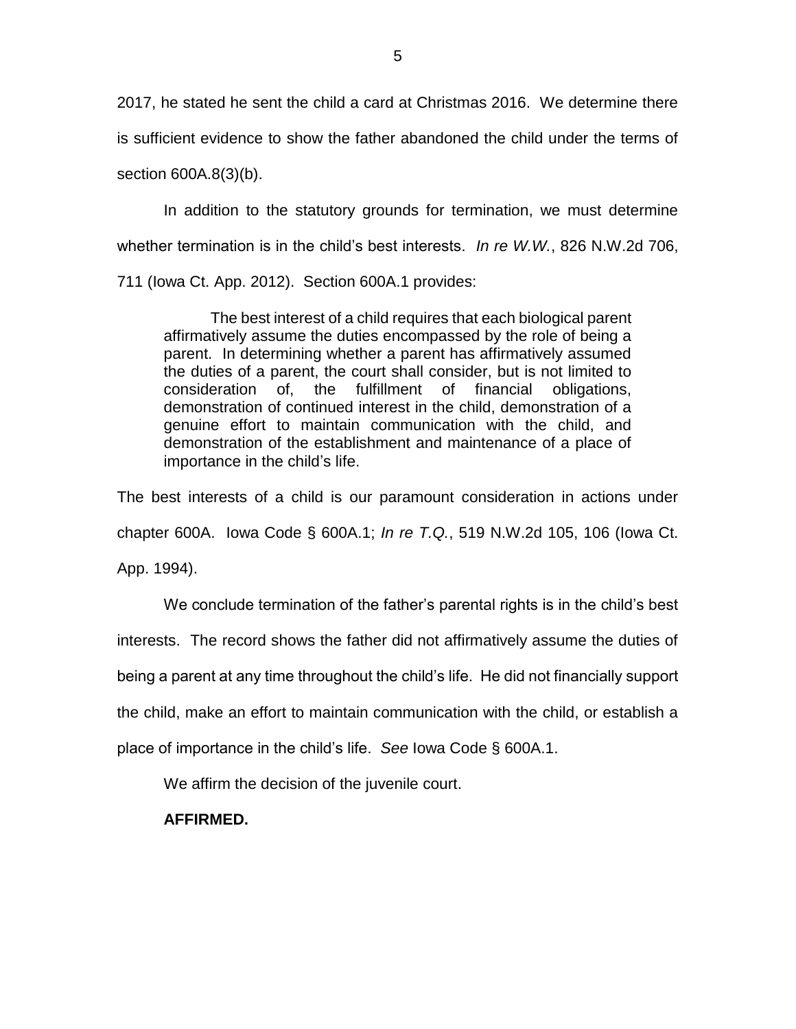2017, he stated he sent the child a card at Christmas 2016. We determine there is sufficient evidence to show the father abandoned the child under the terms of section 600A.8(3)(b).

In addition to the statutory grounds for termination, we must determine whether termination is in the child's best interests. *In re W.W.*, 826 N.W.2d 706, 711 (Iowa Ct. App. 2012). Section 600A.1 provides:

> The best interest of a child requires that each biological parent affirmatively assume the duties encompassed by the role of being a parent. In determining whether a parent has affirmatively assumed the duties of a parent, the court shall consider, but is not limited to consideration of, the fulfillment of financial obligations, demonstration of continued interest in the child, demonstration of a genuine effort to maintain communication with the child, and demonstration of the establishment and maintenance of a place of importance in the child's life.

The best interests of a child is our paramount consideration in actions under chapter 600A. Iowa Code § 600A.1; *In re T.Q.*, 519 N.W.2d 105, 106 (Iowa Ct. App. 1994).

We conclude termination of the father's parental rights is in the child's best interests. The record shows the father did not affirmatively assume the duties of being a parent at any time throughout the child's life. He did not financially support the child, make an effort to maintain communication with the child, or establish a place of importance in the child's life. *See* Iowa Code § 600A.1.

We affirm the decision of the juvenile court.

**AFFIRMED.**